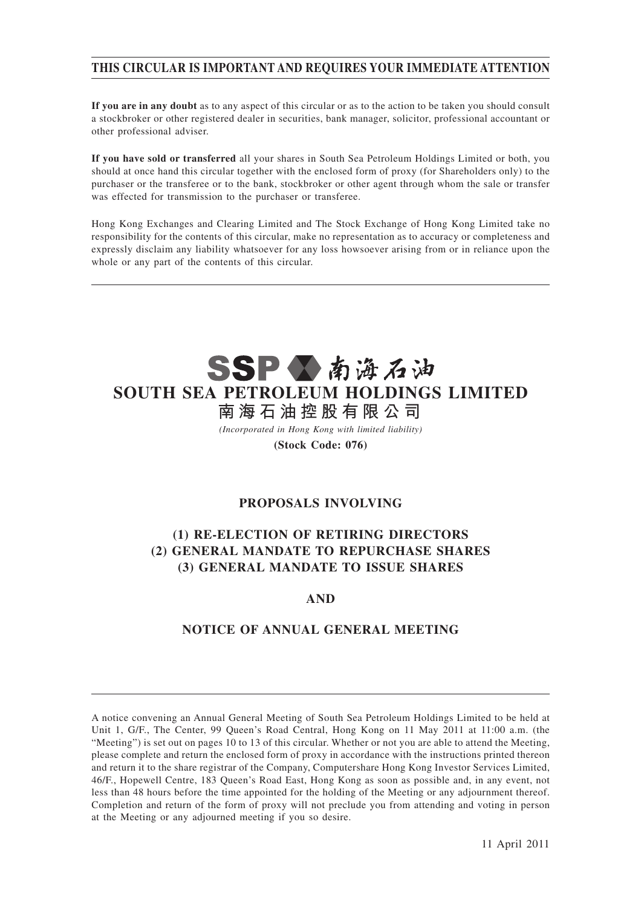**THIS CIRCULAR IS IMPORTANT AND REQUIRES YOUR IMMEDIATE ATTENTION**

**If you are in any doubt** as to any aspect of this circular or as to the action to be taken you should consult a stockbroker or other registered dealer in securities, bank manager, solicitor, professional accountant or other professional adviser.

**If you have sold or transferred** all your shares in South Sea Petroleum Holdings Limited or both, you should at once hand this circular together with the enclosed form of proxy (for Shareholders only) to the purchaser or the transferee or to the bank, stockbroker or other agent through whom the sale or transfer was effected for transmission to the purchaser or transferee.

Hong Kong Exchanges and Clearing Limited and The Stock Exchange of Hong Kong Limited take no responsibility for the contents of this circular, make no representation as to accuracy or completeness and expressly disclaim any liability whatsoever for any loss howsoever arising from or in reliance upon the whole or any part of the contents of this circular.

SSP 南海石油

# SOUTH SEA PETROLEUM HOLDINGS LIMITED

# 南海石油控股有限公司

*(Incorporated in Hong Kong with limited liability)*

**(Stock Code: 076)**

## PROPOSALS INVOLVING

## (1) RE-ELECTION OF RETIRING DIRECTORS
## (2) GENERAL MANDATE TO REPURCHASE SHARES
## (3) GENERAL MANDATE TO ISSUE SHARES

## AND

## NOTICE OF ANNUAL GENERAL MEETING

A notice convening an Annual General Meeting of South Sea Petroleum Holdings Limited to be held at Unit 1, G/F., The Center, 99 Queen's Road Central, Hong Kong on 11 May 2011 at 11:00 a.m. (the "Meeting") is set out on pages 10 to 13 of this circular. Whether or not you are able to attend the Meeting, please complete and return the enclosed form of proxy in accordance with the instructions printed thereon and return it to the share registrar of the Company, Computershare Hong Kong Investor Services Limited, 46/F., Hopewell Centre, 183 Queen's Road East, Hong Kong as soon as possible and, in any event, not less than 48 hours before the time appointed for the holding of the Meeting or any adjournment thereof. Completion and return of the form of proxy will not preclude you from attending and voting in person at the Meeting or any adjourned meeting if you so desire.

11 April 2011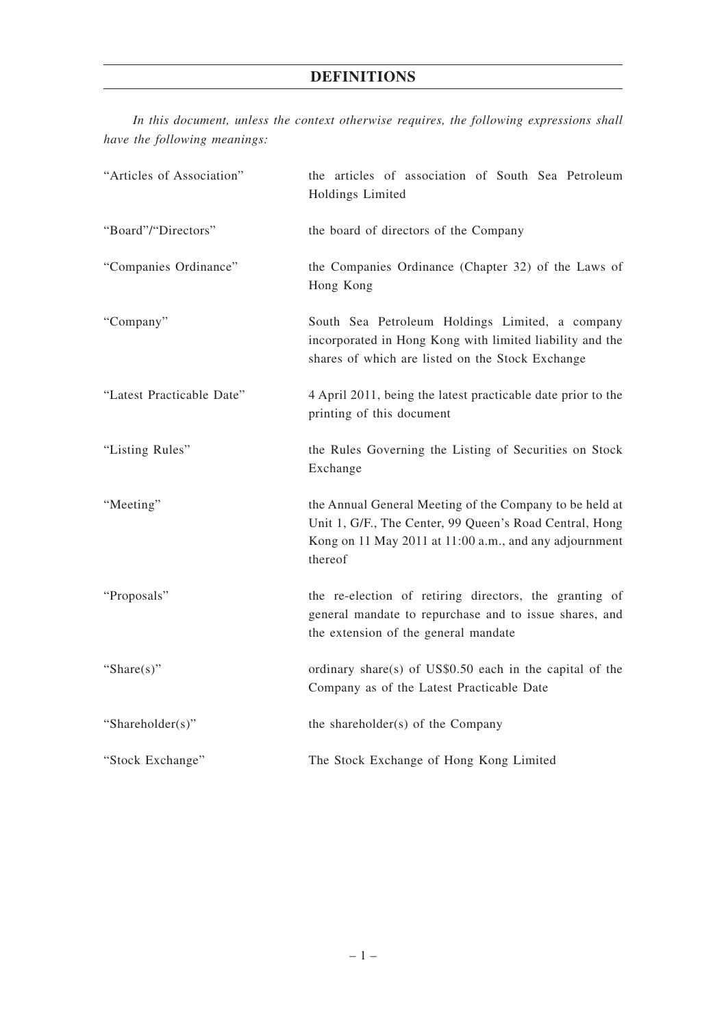# DEFINITIONS

*In this document, unless the context otherwise requires, the following expressions shall have the following meanings:*

| | |
|---|---|
| "Articles of Association" | the articles of association of South Sea Petroleum Holdings Limited |
| "Board"/"Directors" | the board of directors of the Company |
| "Companies Ordinance" | the Companies Ordinance (Chapter 32) of the Laws of Hong Kong |
| "Company" | South Sea Petroleum Holdings Limited, a company incorporated in Hong Kong with limited liability and the shares of which are listed on the Stock Exchange |
| "Latest Practicable Date" | 4 April 2011, being the latest practicable date prior to the printing of this document |
| "Listing Rules" | the Rules Governing the Listing of Securities on Stock Exchange |
| "Meeting" | the Annual General Meeting of the Company to be held at Unit 1, G/F., The Center, 99 Queen's Road Central, Hong Kong on 11 May 2011 at 11:00 a.m., and any adjournment thereof |
| "Proposals" | the re-election of retiring directors, the granting of general mandate to repurchase and to issue shares, and the extension of the general mandate |
| "Share(s)" | ordinary share(s) of US$0.50 each in the capital of the Company as of the Latest Practicable Date |
| "Shareholder(s)" | the shareholder(s) of the Company |
| "Stock Exchange" | The Stock Exchange of Hong Kong Limited |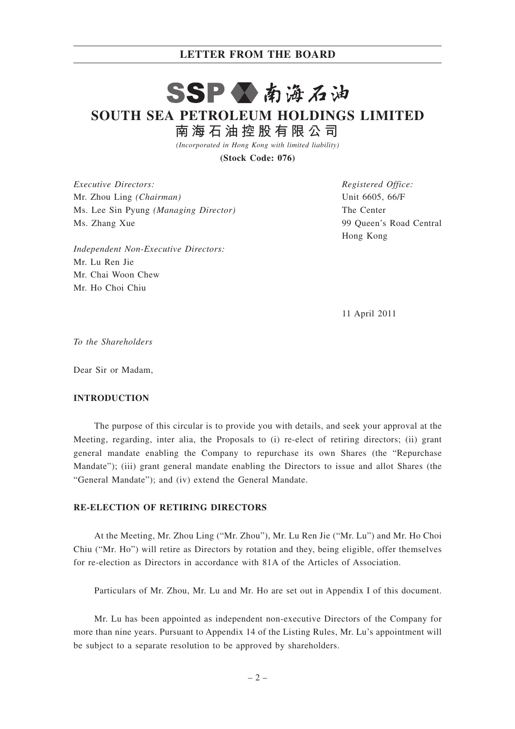# LETTER FROM THE BOARD

SSP 南海石油

## SOUTH SEA PETROLEUM HOLDINGS LIMITED

**南海石油控股有限公司**

*(Incorporated in Hong Kong with limited liability)*

**(Stock Code: 076)**

*Executive Directors:*
Mr. Zhou Ling *(Chairman)*
Ms. Lee Sin Pyung *(Managing Director)*
Ms. Zhang Xue

*Independent Non-Executive Directors:*
Mr. Lu Ren Jie
Mr. Chai Woon Chew
Mr. Ho Choi Chiu

*Registered Office:*
Unit 6605, 66/F
The Center
99 Queen's Road Central
Hong Kong

11 April 2011

*To the Shareholders*

Dear Sir or Madam,

**INTRODUCTION**

The purpose of this circular is to provide you with details, and seek your approval at the Meeting, regarding, inter alia, the Proposals to (i) re-elect of retiring directors; (ii) grant general mandate enabling the Company to repurchase its own Shares (the "Repurchase Mandate"); (iii) grant general mandate enabling the Directors to issue and allot Shares (the "General Mandate"); and (iv) extend the General Mandate.

**RE-ELECTION OF RETIRING DIRECTORS**

At the Meeting, Mr. Zhou Ling ("Mr. Zhou"), Mr. Lu Ren Jie ("Mr. Lu") and Mr. Ho Choi Chiu ("Mr. Ho") will retire as Directors by rotation and they, being eligible, offer themselves for re-election as Directors in accordance with 81A of the Articles of Association.

Particulars of Mr. Zhou, Mr. Lu and Mr. Ho are set out in Appendix I of this document.

Mr. Lu has been appointed as independent non-executive Directors of the Company for more than nine years. Pursuant to Appendix 14 of the Listing Rules, Mr. Lu's appointment will be subject to a separate resolution to be approved by shareholders.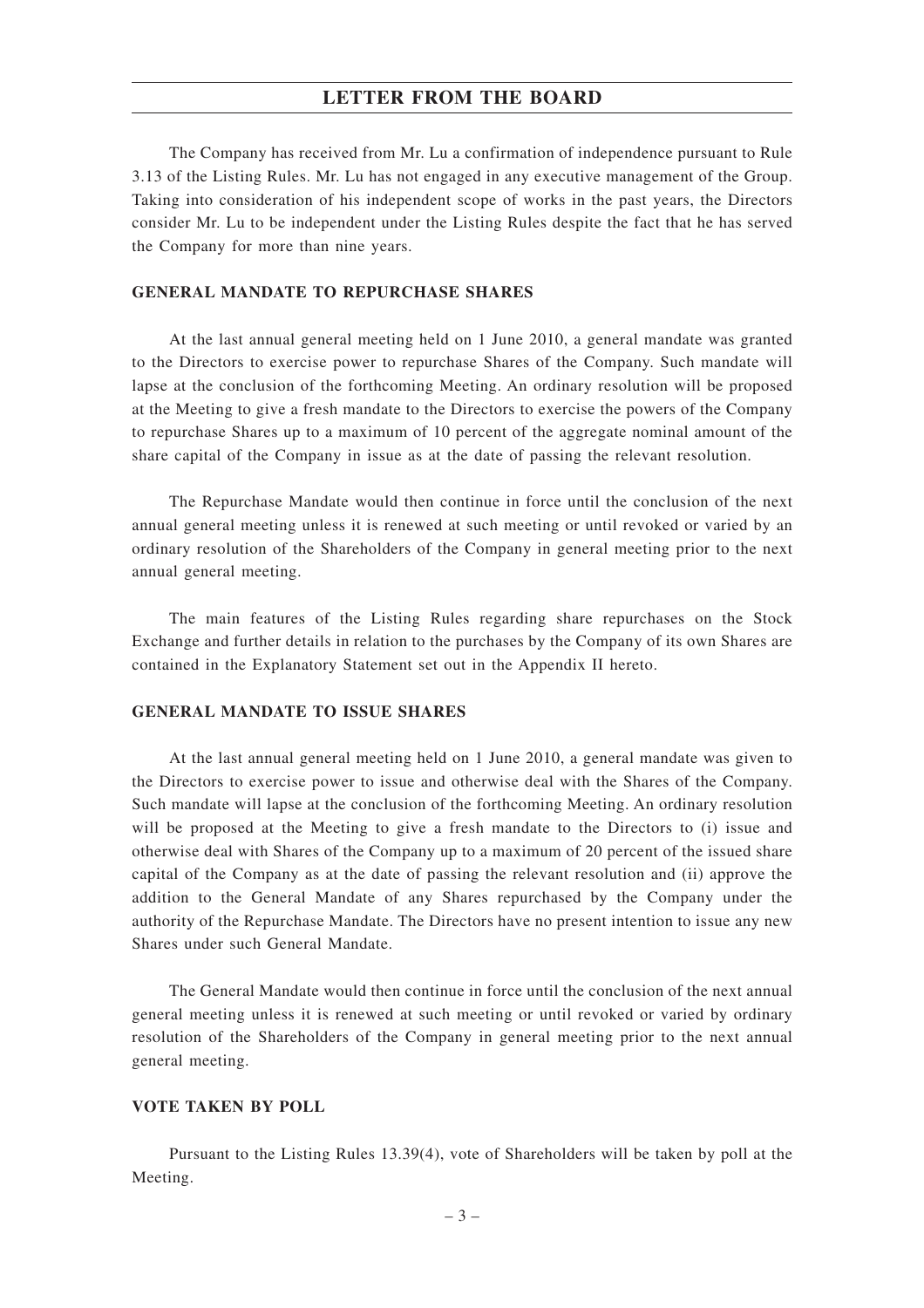The Company has received from Mr. Lu a confirmation of independence pursuant to Rule 3.13 of the Listing Rules. Mr. Lu has not engaged in any executive management of the Group. Taking into consideration of his independent scope of works in the past years, the Directors consider Mr. Lu to be independent under the Listing Rules despite the fact that he has served the Company for more than nine years.

## GENERAL MANDATE TO REPURCHASE SHARES

At the last annual general meeting held on 1 June 2010, a general mandate was granted to the Directors to exercise power to repurchase Shares of the Company. Such mandate will lapse at the conclusion of the forthcoming Meeting. An ordinary resolution will be proposed at the Meeting to give a fresh mandate to the Directors to exercise the powers of the Company to repurchase Shares up to a maximum of 10 percent of the aggregate nominal amount of the share capital of the Company in issue as at the date of passing the relevant resolution.

The Repurchase Mandate would then continue in force until the conclusion of the next annual general meeting unless it is renewed at such meeting or until revoked or varied by an ordinary resolution of the Shareholders of the Company in general meeting prior to the next annual general meeting.

The main features of the Listing Rules regarding share repurchases on the Stock Exchange and further details in relation to the purchases by the Company of its own Shares are contained in the Explanatory Statement set out in the Appendix II hereto.

## GENERAL MANDATE TO ISSUE SHARES

At the last annual general meeting held on 1 June 2010, a general mandate was given to the Directors to exercise power to issue and otherwise deal with the Shares of the Company. Such mandate will lapse at the conclusion of the forthcoming Meeting. An ordinary resolution will be proposed at the Meeting to give a fresh mandate to the Directors to (i) issue and otherwise deal with Shares of the Company up to a maximum of 20 percent of the issued share capital of the Company as at the date of passing the relevant resolution and (ii) approve the addition to the General Mandate of any Shares repurchased by the Company under the authority of the Repurchase Mandate. The Directors have no present intention to issue any new Shares under such General Mandate.

The General Mandate would then continue in force until the conclusion of the next annual general meeting unless it is renewed at such meeting or until revoked or varied by ordinary resolution of the Shareholders of the Company in general meeting prior to the next annual general meeting.

## VOTE TAKEN BY POLL

Pursuant to the Listing Rules 13.39(4), vote of Shareholders will be taken by poll at the Meeting.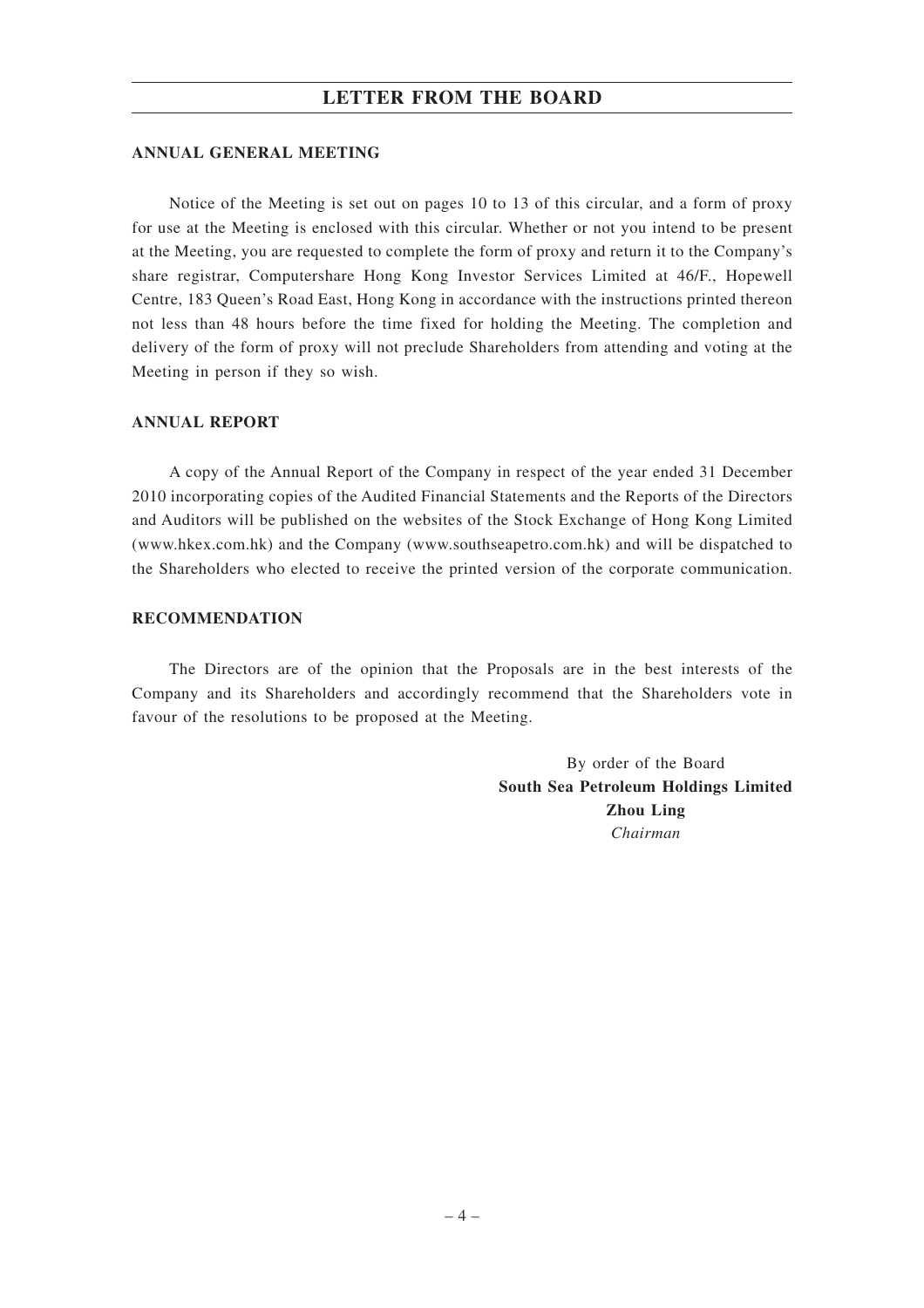# LETTER FROM THE BOARD

## ANNUAL GENERAL MEETING

Notice of the Meeting is set out on pages 10 to 13 of this circular, and a form of proxy for use at the Meeting is enclosed with this circular. Whether or not you intend to be present at the Meeting, you are requested to complete the form of proxy and return it to the Company's share registrar, Computershare Hong Kong Investor Services Limited at 46/F., Hopewell Centre, 183 Queen's Road East, Hong Kong in accordance with the instructions printed thereon not less than 48 hours before the time fixed for holding the Meeting. The completion and delivery of the form of proxy will not preclude Shareholders from attending and voting at the Meeting in person if they so wish.

## ANNUAL REPORT

A copy of the Annual Report of the Company in respect of the year ended 31 December 2010 incorporating copies of the Audited Financial Statements and the Reports of the Directors and Auditors will be published on the websites of the Stock Exchange of Hong Kong Limited (www.hkex.com.hk) and the Company (www.southseapetro.com.hk) and will be dispatched to the Shareholders who elected to receive the printed version of the corporate communication.

## RECOMMENDATION

The Directors are of the opinion that the Proposals are in the best interests of the Company and its Shareholders and accordingly recommend that the Shareholders vote in favour of the resolutions to be proposed at the Meeting.

By order of the Board
**South Sea Petroleum Holdings Limited**
**Zhou Ling**
*Chairman*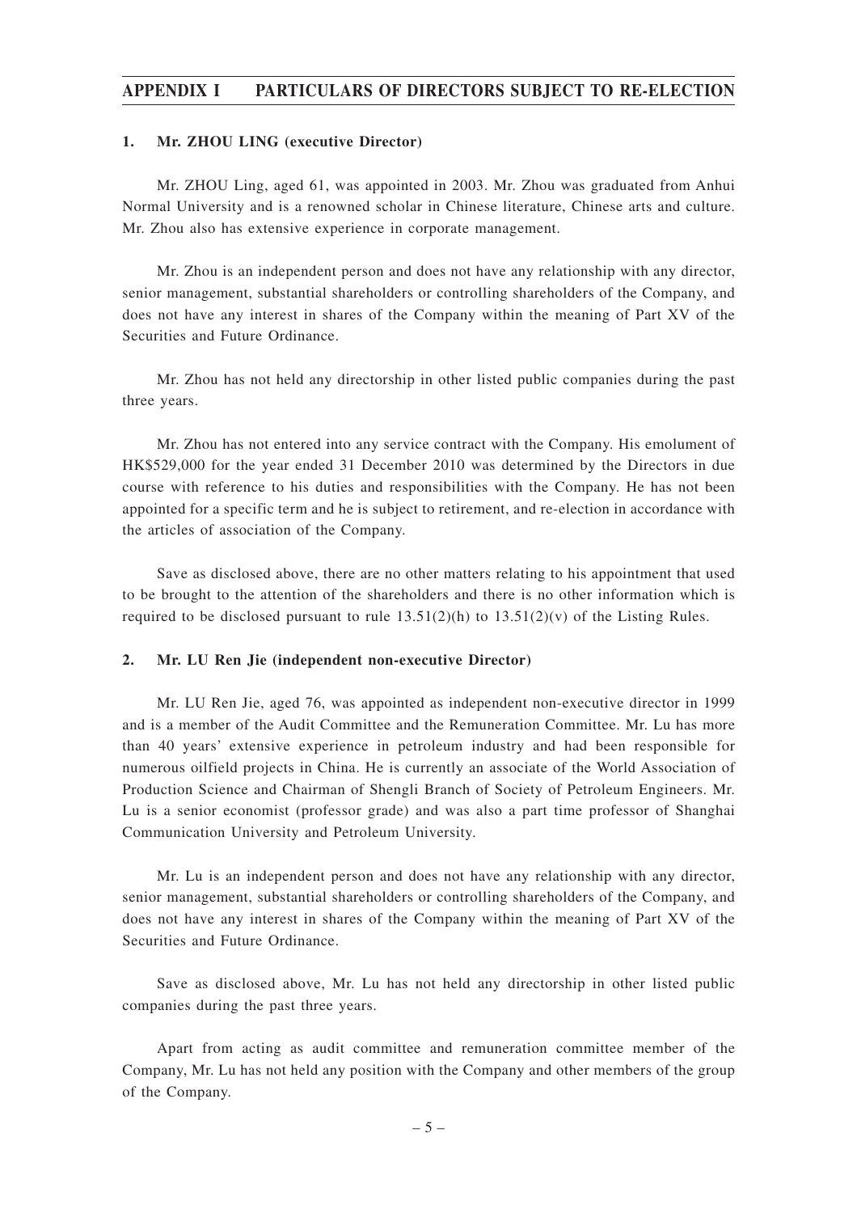# APPENDIX I PARTICULARS OF DIRECTORS SUBJECT TO RE-ELECTION

### 1. Mr. ZHOU LING (executive Director)

Mr. ZHOU Ling, aged 61, was appointed in 2003. Mr. Zhou was graduated from Anhui Normal University and is a renowned scholar in Chinese literature, Chinese arts and culture. Mr. Zhou also has extensive experience in corporate management.

Mr. Zhou is an independent person and does not have any relationship with any director, senior management, substantial shareholders or controlling shareholders of the Company, and does not have any interest in shares of the Company within the meaning of Part XV of the Securities and Future Ordinance.

Mr. Zhou has not held any directorship in other listed public companies during the past three years.

Mr. Zhou has not entered into any service contract with the Company. His emolument of HK$529,000 for the year ended 31 December 2010 was determined by the Directors in due course with reference to his duties and responsibilities with the Company. He has not been appointed for a specific term and he is subject to retirement, and re-election in accordance with the articles of association of the Company.

Save as disclosed above, there are no other matters relating to his appointment that used to be brought to the attention of the shareholders and there is no other information which is required to be disclosed pursuant to rule 13.51(2)(h) to 13.51(2)(v) of the Listing Rules.

### 2. Mr. LU Ren Jie (independent non-executive Director)

Mr. LU Ren Jie, aged 76, was appointed as independent non-executive director in 1999 and is a member of the Audit Committee and the Remuneration Committee. Mr. Lu has more than 40 years' extensive experience in petroleum industry and had been responsible for numerous oilfield projects in China. He is currently an associate of the World Association of Production Science and Chairman of Shengli Branch of Society of Petroleum Engineers. Mr. Lu is a senior economist (professor grade) and was also a part time professor of Shanghai Communication University and Petroleum University.

Mr. Lu is an independent person and does not have any relationship with any director, senior management, substantial shareholders or controlling shareholders of the Company, and does not have any interest in shares of the Company within the meaning of Part XV of the Securities and Future Ordinance.

Save as disclosed above, Mr. Lu has not held any directorship in other listed public companies during the past three years.

Apart from acting as audit committee and remuneration committee member of the Company, Mr. Lu has not held any position with the Company and other members of the group of the Company.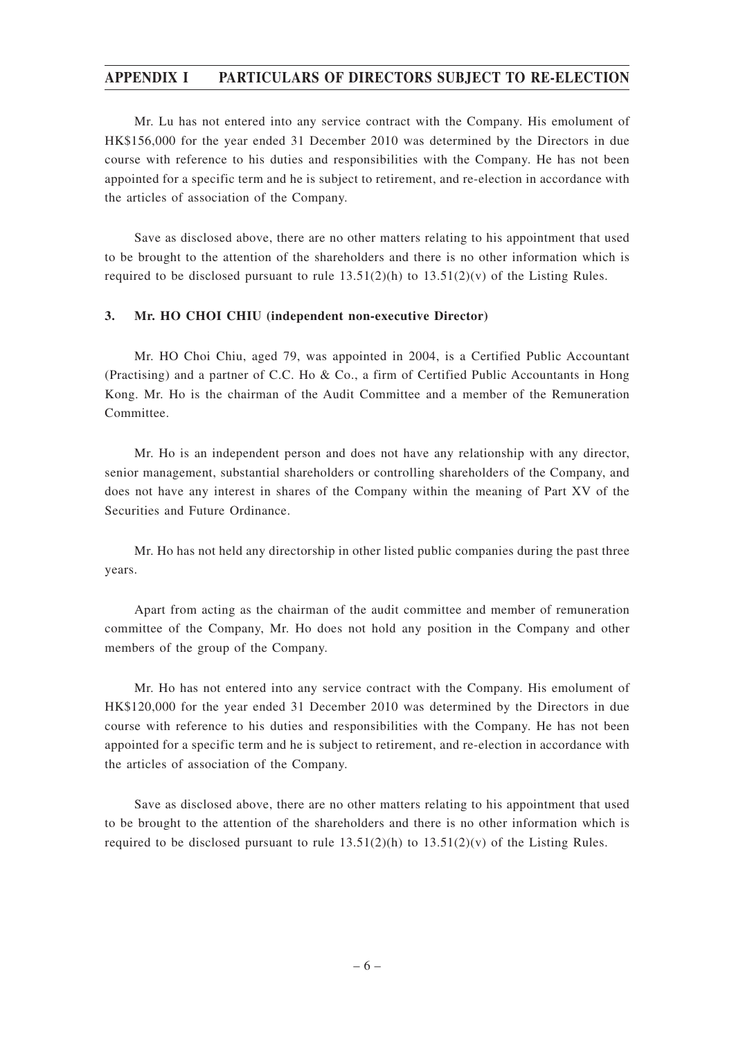Mr. Lu has not entered into any service contract with the Company. His emolument of HK$156,000 for the year ended 31 December 2010 was determined by the Directors in due course with reference to his duties and responsibilities with the Company. He has not been appointed for a specific term and he is subject to retirement, and re-election in accordance with the articles of association of the Company.

Save as disclosed above, there are no other matters relating to his appointment that used to be brought to the attention of the shareholders and there is no other information which is required to be disclosed pursuant to rule 13.51(2)(h) to 13.51(2)(v) of the Listing Rules.

**3. Mr. HO CHOI CHIU (independent non-executive Director)**

Mr. HO Choi Chiu, aged 79, was appointed in 2004, is a Certified Public Accountant (Practising) and a partner of C.C. Ho & Co., a firm of Certified Public Accountants in Hong Kong. Mr. Ho is the chairman of the Audit Committee and a member of the Remuneration Committee.

Mr. Ho is an independent person and does not have any relationship with any director, senior management, substantial shareholders or controlling shareholders of the Company, and does not have any interest in shares of the Company within the meaning of Part XV of the Securities and Future Ordinance.

Mr. Ho has not held any directorship in other listed public companies during the past three years.

Apart from acting as the chairman of the audit committee and member of remuneration committee of the Company, Mr. Ho does not hold any position in the Company and other members of the group of the Company.

Mr. Ho has not entered into any service contract with the Company. His emolument of HK$120,000 for the year ended 31 December 2010 was determined by the Directors in due course with reference to his duties and responsibilities with the Company. He has not been appointed for a specific term and he is subject to retirement, and re-election in accordance with the articles of association of the Company.

Save as disclosed above, there are no other matters relating to his appointment that used to be brought to the attention of the shareholders and there is no other information which is required to be disclosed pursuant to rule 13.51(2)(h) to 13.51(2)(v) of the Listing Rules.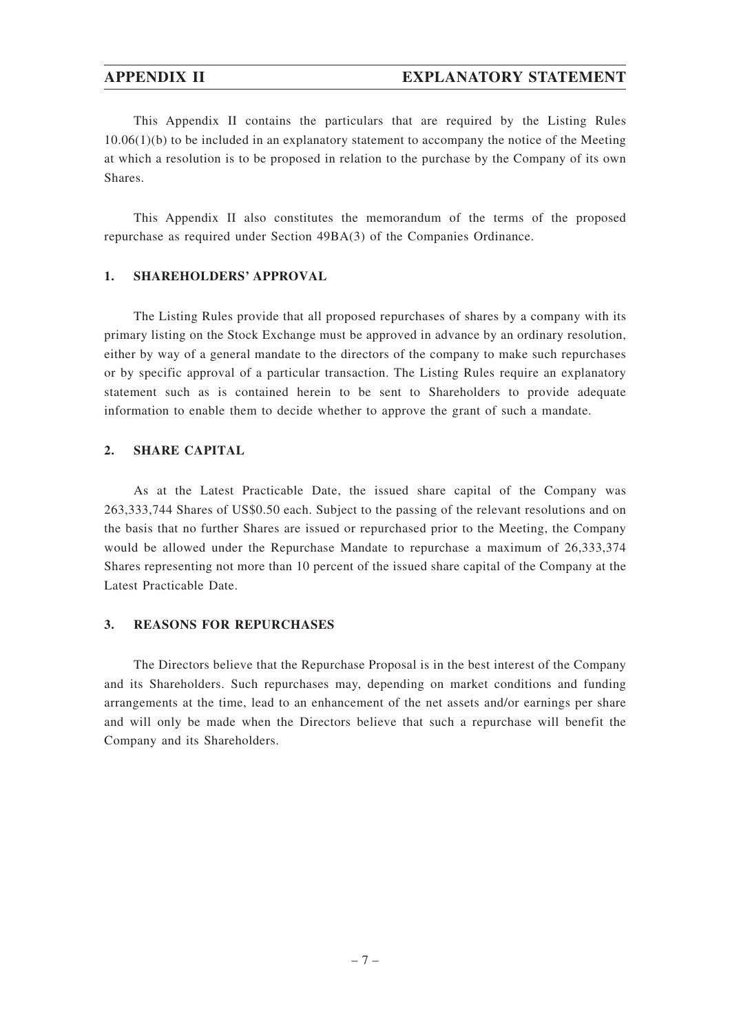# APPENDIX II EXPLANATORY STATEMENT

This Appendix II contains the particulars that are required by the Listing Rules 10.06(1)(b) to be included in an explanatory statement to accompany the notice of the Meeting at which a resolution is to be proposed in relation to the purchase by the Company of its own Shares.

This Appendix II also constitutes the memorandum of the terms of the proposed repurchase as required under Section 49BA(3) of the Companies Ordinance.

## 1. SHAREHOLDERS' APPROVAL

The Listing Rules provide that all proposed repurchases of shares by a company with its primary listing on the Stock Exchange must be approved in advance by an ordinary resolution, either by way of a general mandate to the directors of the company to make such repurchases or by specific approval of a particular transaction. The Listing Rules require an explanatory statement such as is contained herein to be sent to Shareholders to provide adequate information to enable them to decide whether to approve the grant of such a mandate.

## 2. SHARE CAPITAL

As at the Latest Practicable Date, the issued share capital of the Company was 263,333,744 Shares of US$0.50 each. Subject to the passing of the relevant resolutions and on the basis that no further Shares are issued or repurchased prior to the Meeting, the Company would be allowed under the Repurchase Mandate to repurchase a maximum of 26,333,374 Shares representing not more than 10 percent of the issued share capital of the Company at the Latest Practicable Date.

## 3. REASONS FOR REPURCHASES

The Directors believe that the Repurchase Proposal is in the best interest of the Company and its Shareholders. Such repurchases may, depending on market conditions and funding arrangements at the time, lead to an enhancement of the net assets and/or earnings per share and will only be made when the Directors believe that such a repurchase will benefit the Company and its Shareholders.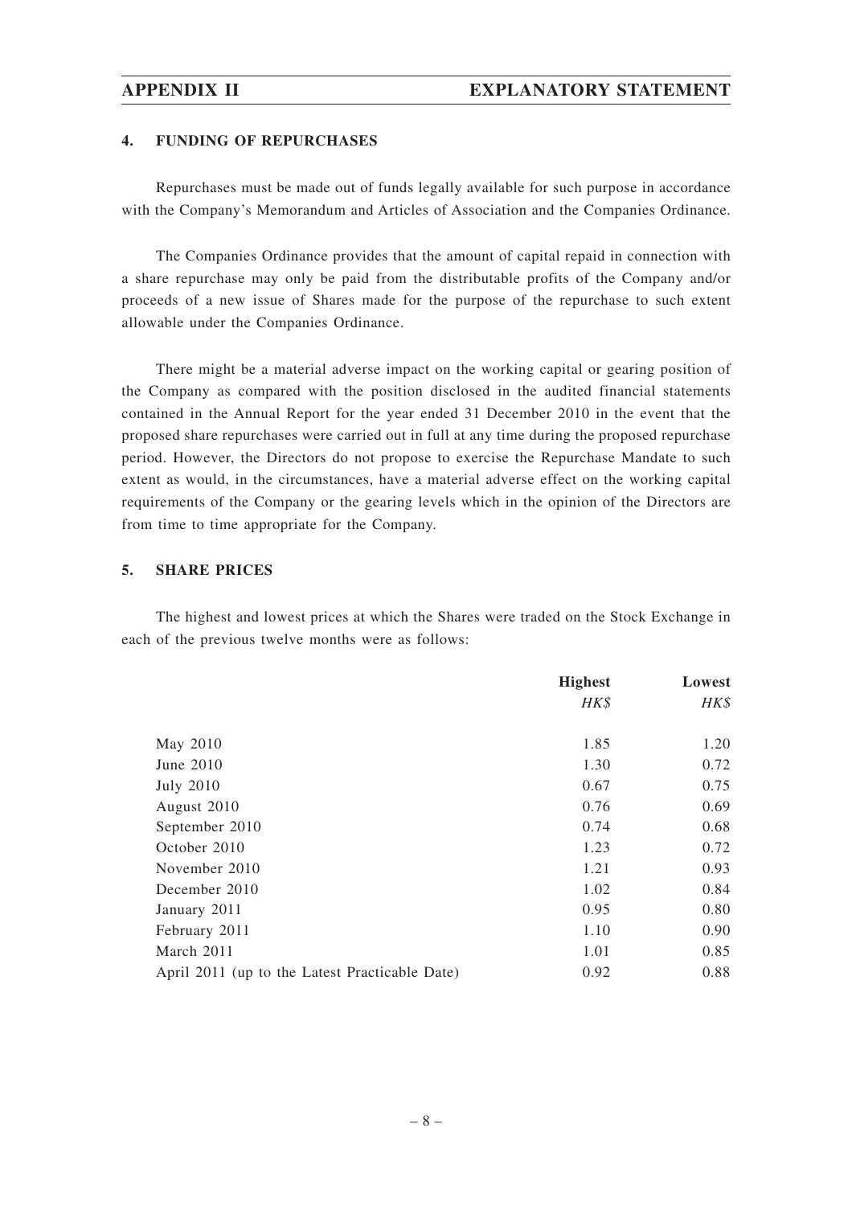## 4. FUNDING OF REPURCHASES

Repurchases must be made out of funds legally available for such purpose in accordance with the Company's Memorandum and Articles of Association and the Companies Ordinance.

The Companies Ordinance provides that the amount of capital repaid in connection with a share repurchase may only be paid from the distributable profits of the Company and/or proceeds of a new issue of Shares made for the purpose of the repurchase to such extent allowable under the Companies Ordinance.

There might be a material adverse impact on the working capital or gearing position of the Company as compared with the position disclosed in the audited financial statements contained in the Annual Report for the year ended 31 December 2010 in the event that the proposed share repurchases were carried out in full at any time during the proposed repurchase period. However, the Directors do not propose to exercise the Repurchase Mandate to such extent as would, in the circumstances, have a material adverse effect on the working capital requirements of the Company or the gearing levels which in the opinion of the Directors are from time to time appropriate for the Company.

## 5. SHARE PRICES

The highest and lowest prices at which the Shares were traded on the Stock Exchange in each of the previous twelve months were as follows:

| | **Highest** | **Lowest** |
|---|---|---|
| | *HK$* | *HK$* |
| May 2010 | 1.85 | 1.20 |
| June 2010 | 1.30 | 0.72 |
| July 2010 | 0.67 | 0.75 |
| August 2010 | 0.76 | 0.69 |
| September 2010 | 0.74 | 0.68 |
| October 2010 | 1.23 | 0.72 |
| November 2010 | 1.21 | 0.93 |
| December 2010 | 1.02 | 0.84 |
| January 2011 | 0.95 | 0.80 |
| February 2011 | 1.10 | 0.90 |
| March 2011 | 1.01 | 0.85 |
| April 2011 (up to the Latest Practicable Date) | 0.92 | 0.88 |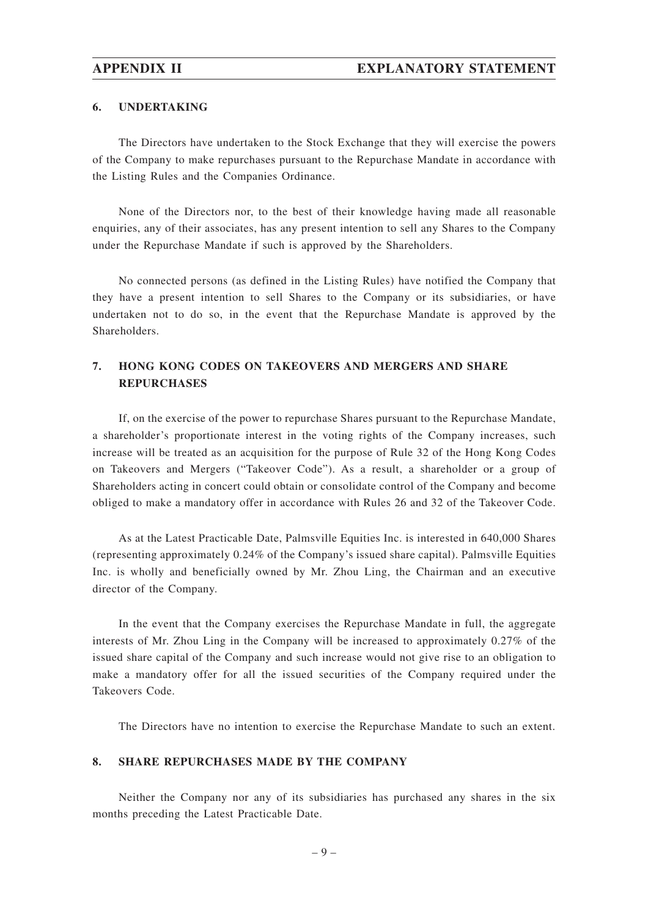## 6. UNDERTAKING

The Directors have undertaken to the Stock Exchange that they will exercise the powers of the Company to make repurchases pursuant to the Repurchase Mandate in accordance with the Listing Rules and the Companies Ordinance.

None of the Directors nor, to the best of their knowledge having made all reasonable enquiries, any of their associates, has any present intention to sell any Shares to the Company under the Repurchase Mandate if such is approved by the Shareholders.

No connected persons (as defined in the Listing Rules) have notified the Company that they have a present intention to sell Shares to the Company or its subsidiaries, or have undertaken not to do so, in the event that the Repurchase Mandate is approved by the Shareholders.

## 7. HONG KONG CODES ON TAKEOVERS AND MERGERS AND SHARE REPURCHASES

If, on the exercise of the power to repurchase Shares pursuant to the Repurchase Mandate, a shareholder's proportionate interest in the voting rights of the Company increases, such increase will be treated as an acquisition for the purpose of Rule 32 of the Hong Kong Codes on Takeovers and Mergers ("Takeover Code"). As a result, a shareholder or a group of Shareholders acting in concert could obtain or consolidate control of the Company and become obliged to make a mandatory offer in accordance with Rules 26 and 32 of the Takeover Code.

As at the Latest Practicable Date, Palmsville Equities Inc. is interested in 640,000 Shares (representing approximately 0.24% of the Company's issued share capital). Palmsville Equities Inc. is wholly and beneficially owned by Mr. Zhou Ling, the Chairman and an executive director of the Company.

In the event that the Company exercises the Repurchase Mandate in full, the aggregate interests of Mr. Zhou Ling in the Company will be increased to approximately 0.27% of the issued share capital of the Company and such increase would not give rise to an obligation to make a mandatory offer for all the issued securities of the Company required under the Takeovers Code.

The Directors have no intention to exercise the Repurchase Mandate to such an extent.

## 8. SHARE REPURCHASES MADE BY THE COMPANY

Neither the Company nor any of its subsidiaries has purchased any shares in the six months preceding the Latest Practicable Date.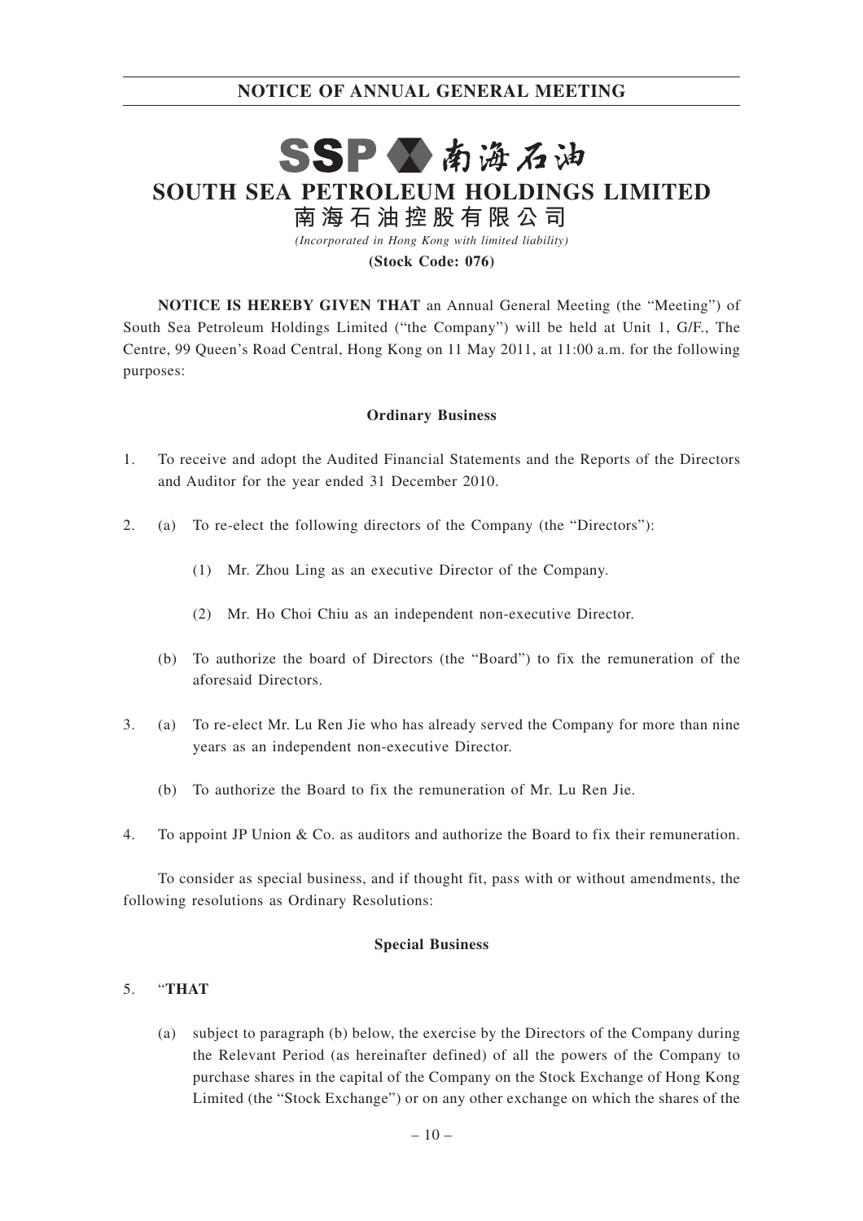# NOTICE OF ANNUAL GENERAL MEETING

SSP 南海石油

## SOUTH SEA PETROLEUM HOLDINGS LIMITED

## 南海石油控股有限公司

*(Incorporated in Hong Kong with limited liability)*

**(Stock Code: 076)**

**NOTICE IS HEREBY GIVEN THAT** an Annual General Meeting (the "Meeting") of South Sea Petroleum Holdings Limited ("the Company") will be held at Unit 1, G/F., The Centre, 99 Queen's Road Central, Hong Kong on 11 May 2011, at 11:00 a.m. for the following purposes:

**Ordinary Business**

1. To receive and adopt the Audited Financial Statements and the Reports of the Directors and Auditor for the year ended 31 December 2010.

2. (a) To re-elect the following directors of the Company (the "Directors"):

   (1) Mr. Zhou Ling as an executive Director of the Company.

   (2) Mr. Ho Choi Chiu as an independent non-executive Director.

   (b) To authorize the board of Directors (the "Board") to fix the remuneration of the aforesaid Directors.

3. (a) To re-elect Mr. Lu Ren Jie who has already served the Company for more than nine years as an independent non-executive Director.

   (b) To authorize the Board to fix the remuneration of Mr. Lu Ren Jie.

4. To appoint JP Union & Co. as auditors and authorize the Board to fix their remuneration.

To consider as special business, and if thought fit, pass with or without amendments, the following resolutions as Ordinary Resolutions:

**Special Business**

5. "**THAT**

   (a) subject to paragraph (b) below, the exercise by the Directors of the Company during the Relevant Period (as hereinafter defined) of all the powers of the Company to purchase shares in the capital of the Company on the Stock Exchange of Hong Kong Limited (the "Stock Exchange") or on any other exchange on which the shares of the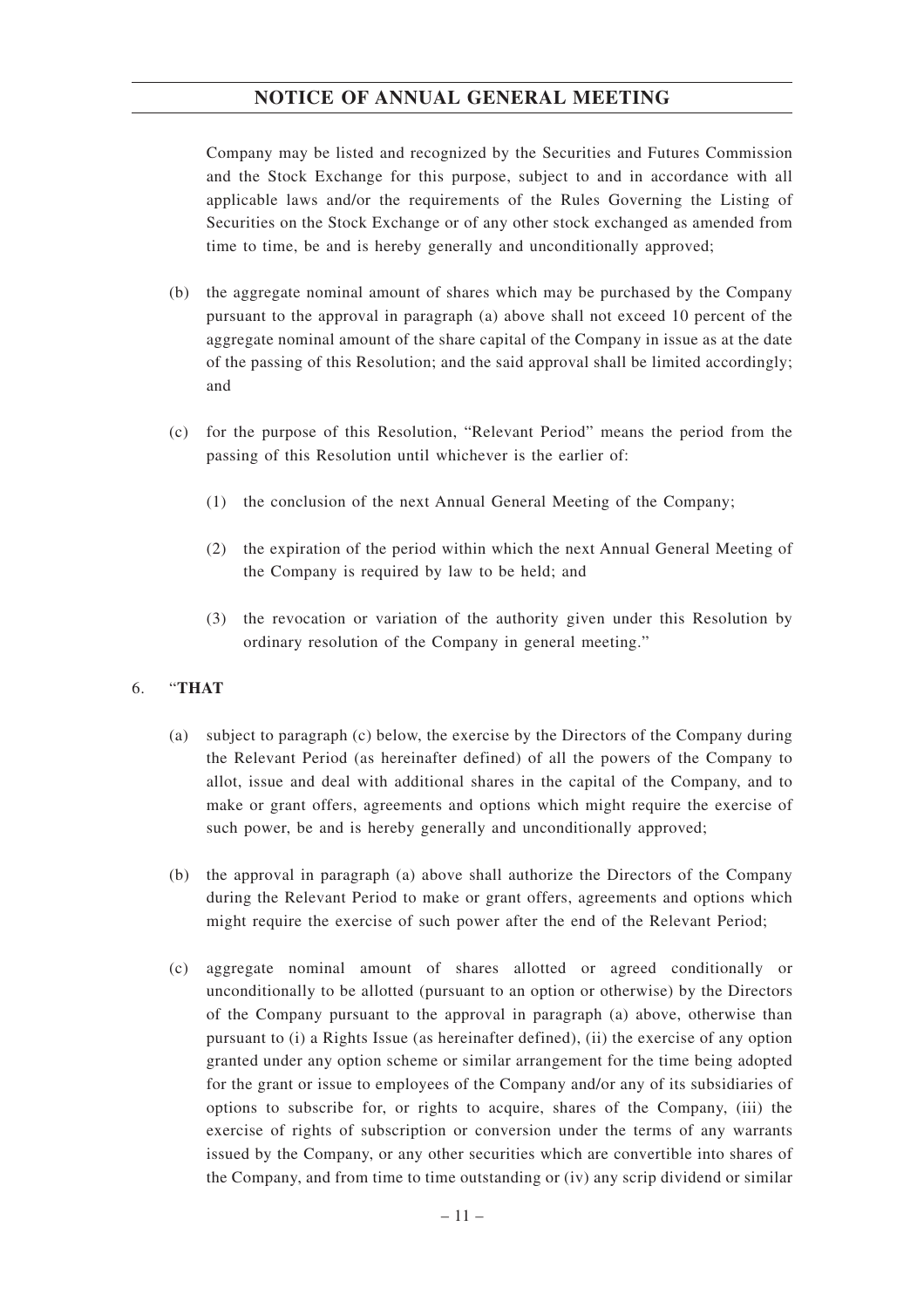Company may be listed and recognized by the Securities and Futures Commission and the Stock Exchange for this purpose, subject to and in accordance with all applicable laws and/or the requirements of the Rules Governing the Listing of Securities on the Stock Exchange or of any other stock exchanged as amended from time to time, be and is hereby generally and unconditionally approved;

(b) the aggregate nominal amount of shares which may be purchased by the Company pursuant to the approval in paragraph (a) above shall not exceed 10 percent of the aggregate nominal amount of the share capital of the Company in issue as at the date of the passing of this Resolution; and the said approval shall be limited accordingly; and

(c) for the purpose of this Resolution, "Relevant Period" means the period from the passing of this Resolution until whichever is the earlier of:

(1) the conclusion of the next Annual General Meeting of the Company;

(2) the expiration of the period within which the next Annual General Meeting of the Company is required by law to be held; and

(3) the revocation or variation of the authority given under this Resolution by ordinary resolution of the Company in general meeting."

6. "**THAT**

(a) subject to paragraph (c) below, the exercise by the Directors of the Company during the Relevant Period (as hereinafter defined) of all the powers of the Company to allot, issue and deal with additional shares in the capital of the Company, and to make or grant offers, agreements and options which might require the exercise of such power, be and is hereby generally and unconditionally approved;

(b) the approval in paragraph (a) above shall authorize the Directors of the Company during the Relevant Period to make or grant offers, agreements and options which might require the exercise of such power after the end of the Relevant Period;

(c) aggregate nominal amount of shares allotted or agreed conditionally or unconditionally to be allotted (pursuant to an option or otherwise) by the Directors of the Company pursuant to the approval in paragraph (a) above, otherwise than pursuant to (i) a Rights Issue (as hereinafter defined), (ii) the exercise of any option granted under any option scheme or similar arrangement for the time being adopted for the grant or issue to employees of the Company and/or any of its subsidiaries of options to subscribe for, or rights to acquire, shares of the Company, (iii) the exercise of rights of subscription or conversion under the terms of any warrants issued by the Company, or any other securities which are convertible into shares of the Company, and from time to time outstanding or (iv) any scrip dividend or similar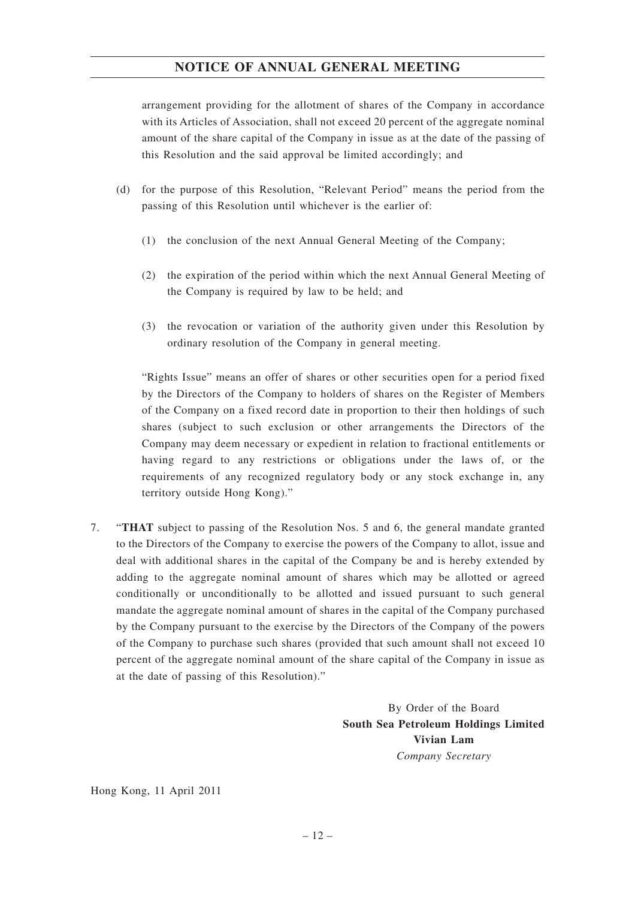arrangement providing for the allotment of shares of the Company in accordance with its Articles of Association, shall not exceed 20 percent of the aggregate nominal amount of the share capital of the Company in issue as at the date of the passing of this Resolution and the said approval be limited accordingly; and

(d) for the purpose of this Resolution, "Relevant Period" means the period from the passing of this Resolution until whichever is the earlier of:

(1) the conclusion of the next Annual General Meeting of the Company;

(2) the expiration of the period within which the next Annual General Meeting of the Company is required by law to be held; and

(3) the revocation or variation of the authority given under this Resolution by ordinary resolution of the Company in general meeting.

"Rights Issue" means an offer of shares or other securities open for a period fixed by the Directors of the Company to holders of shares on the Register of Members of the Company on a fixed record date in proportion to their then holdings of such shares (subject to such exclusion or other arrangements the Directors of the Company may deem necessary or expedient in relation to fractional entitlements or having regard to any restrictions or obligations under the laws of, or the requirements of any recognized regulatory body or any stock exchange in, any territory outside Hong Kong)."

7. "**THAT** subject to passing of the Resolution Nos. 5 and 6, the general mandate granted to the Directors of the Company to exercise the powers of the Company to allot, issue and deal with additional shares in the capital of the Company be and is hereby extended by adding to the aggregate nominal amount of shares which may be allotted or agreed conditionally or unconditionally to be allotted and issued pursuant to such general mandate the aggregate nominal amount of shares in the capital of the Company purchased by the Company pursuant to the exercise by the Directors of the Company of the powers of the Company to purchase such shares (provided that such amount shall not exceed 10 percent of the aggregate nominal amount of the share capital of the Company in issue as at the date of passing of this Resolution)."

By Order of the Board
**South Sea Petroleum Holdings Limited**
**Vivian Lam**
*Company Secretary*

Hong Kong, 11 April 2011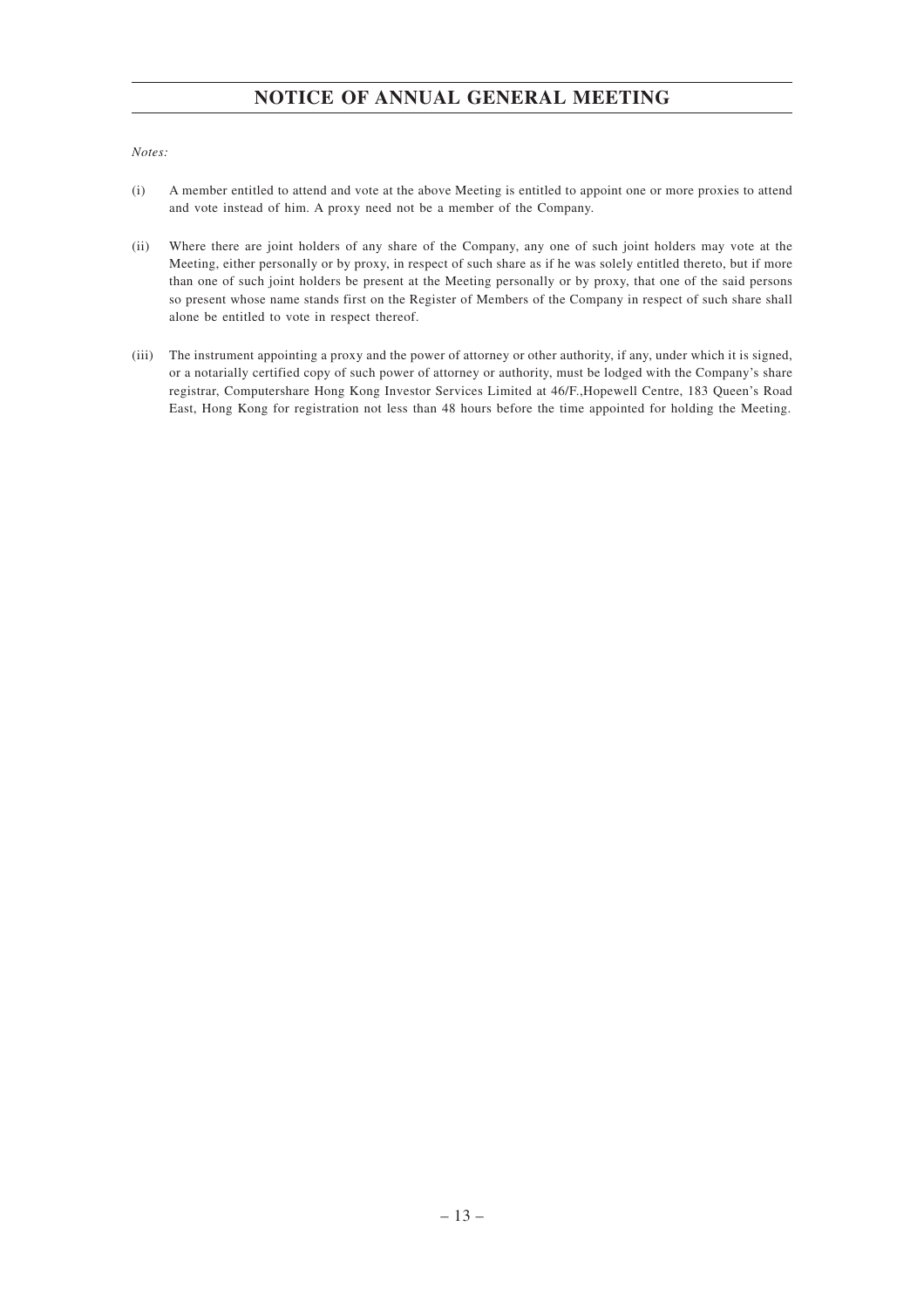# NOTICE OF ANNUAL GENERAL MEETING

*Notes:*

(i) A member entitled to attend and vote at the above Meeting is entitled to appoint one or more proxies to attend and vote instead of him. A proxy need not be a member of the Company.

(ii) Where there are joint holders of any share of the Company, any one of such joint holders may vote at the Meeting, either personally or by proxy, in respect of such share as if he was solely entitled thereto, but if more than one of such joint holders be present at the Meeting personally or by proxy, that one of the said persons so present whose name stands first on the Register of Members of the Company in respect of such share shall alone be entitled to vote in respect thereof.

(iii) The instrument appointing a proxy and the power of attorney or other authority, if any, under which it is signed, or a notarially certified copy of such power of attorney or authority, must be lodged with the Company's share registrar, Computershare Hong Kong Investor Services Limited at 46/F.,Hopewell Centre, 183 Queen's Road East, Hong Kong for registration not less than 48 hours before the time appointed for holding the Meeting.